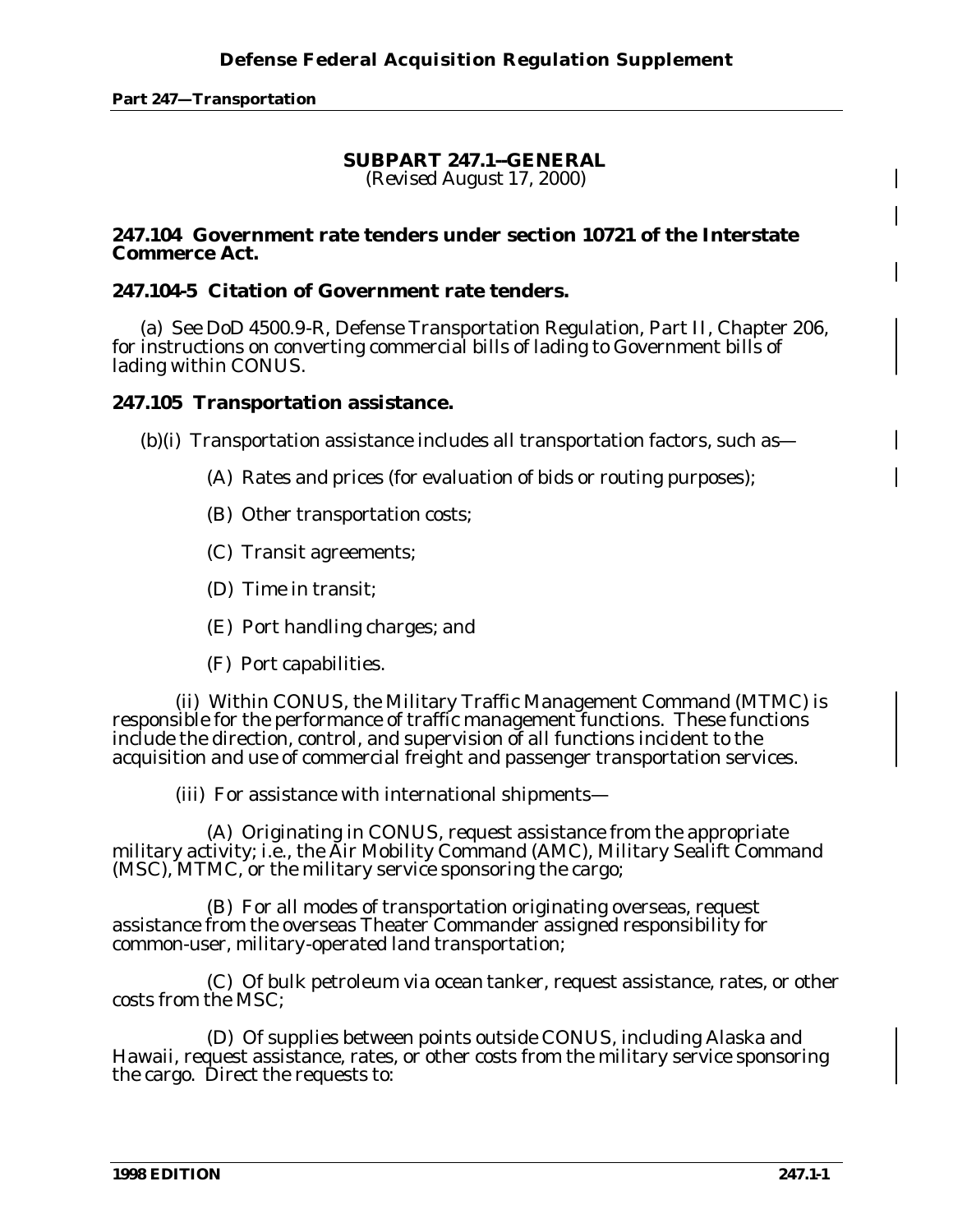## SUBPART 247.1--GENERAL

*(Revised August 17, 2000)*

### 247.104 Government rate tenders under section 10721 of the Interstate Commerce Act.

### 247.104-5 Citation of Government rate tenders.

(a) See DoD 4500.9-R, Defense Transportation Regulation, Part II, Chapter 206, for instructions on converting commercial bills of lading to Government bills of lading within CONUS.

### 247.105 Transportation assistance.

(b)(i) Transportation assistance includes all transportation factors, such as—

(A) Rates and prices (for evaluation of bids or routing purposes);

(B) Other transportation costs;

(C) Transit agreements;

(D) Time in transit;

(E) Port handling charges; and

(F) Port capabilities.

(ii) Within CONUS, the Military Traffic Management Command (MTMC) is responsible for the performance of traffic management functions. These functions include the direction, control, and supervision of all functions incident to the acquisition and use of commercial freight and passenger transportation services.

(iii) For assistance with international shipments—

(A) Originating in CONUS, request assistance from the appropriate military activity; i.e., the Air Mobility Command (AMC), Military Sealift Command (MSC), MTMC, or the military service sponsoring the cargo;

(B) For all modes of transportation originating overseas, request assistance from the overseas Theater Commander assigned responsibility for common-user, military-operated land transportation;

(C) Of bulk petroleum via ocean tanker, request assistance, rates, or other costs from the MSC;

(D) Of supplies between points outside CONUS, including Alaska and Hawaii, request assistance, rates, or other costs from the military service sponsoring the cargo. Direct the requests to: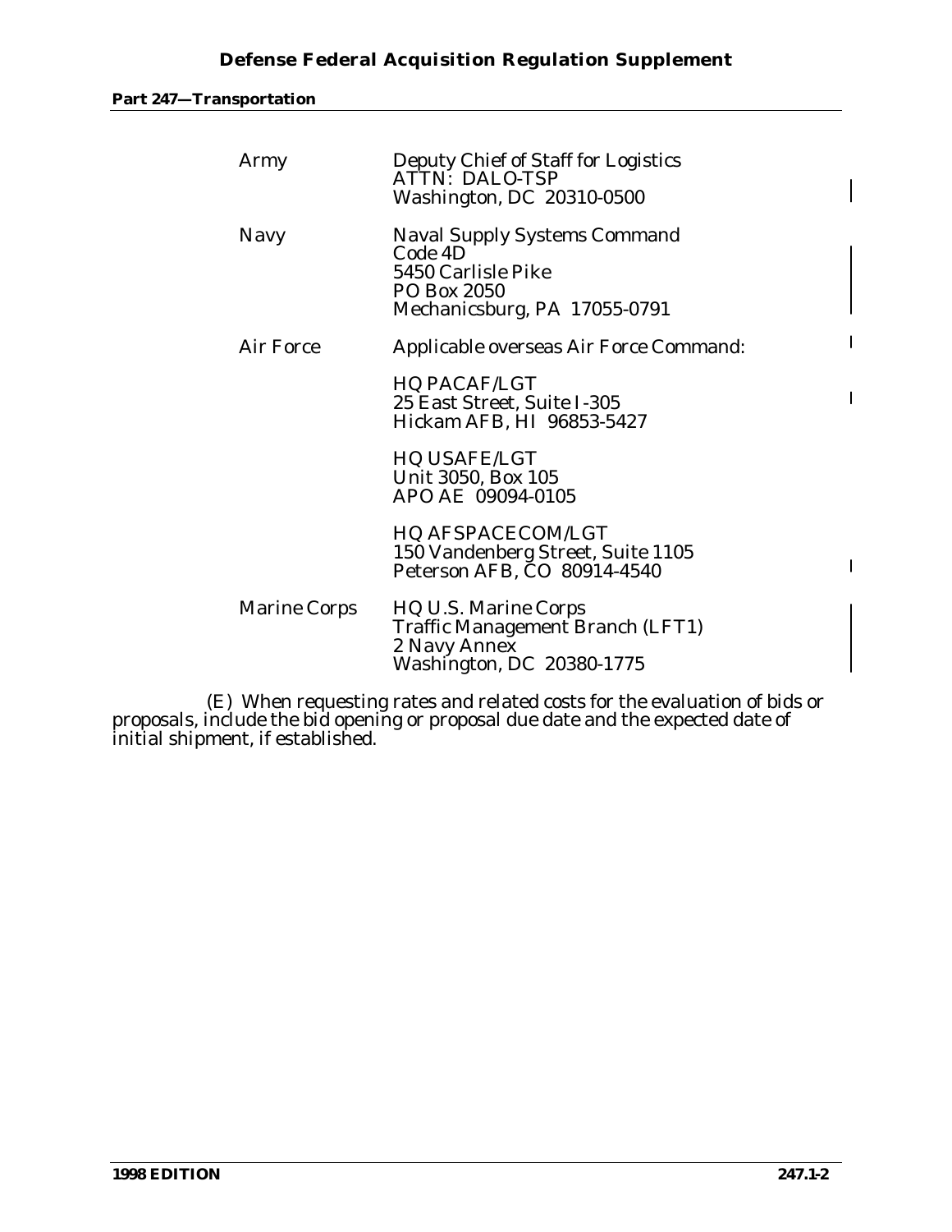| | |
|---|---|
| Army | Deputy Chief of Staff for Logistics<br>ATTN: DALO-TSP<br>Washington, DC 20310-0500 |
| Navy | Naval Supply Systems Command<br>Code 4D<br>5450 Carlisle Pike<br>PO Box 2050<br>Mechanicsburg, PA 17055-0791 |
| Air Force | Applicable overseas Air Force Command:<br><br>HQ PACAF/LGT<br>25 East Street, Suite I-305<br>Hickam AFB, HI 96853-5427<br><br>HQ USAFE/LGT<br>Unit 3050, Box 105<br>APO AE 09094-0105<br><br>HQ AFSPACECOM/LGT<br>150 Vandenberg Street, Suite 1105<br>Peterson AFB, CO 80914-4540 |
| Marine Corps | HQ U.S. Marine Corps<br>Traffic Management Branch (LFT1)<br>2 Navy Annex<br>Washington, DC 20380-1775 |

(E) When requesting rates and related costs for the evaluation of bids or proposals, include the bid opening or proposal due date and the expected date of initial shipment, if established.